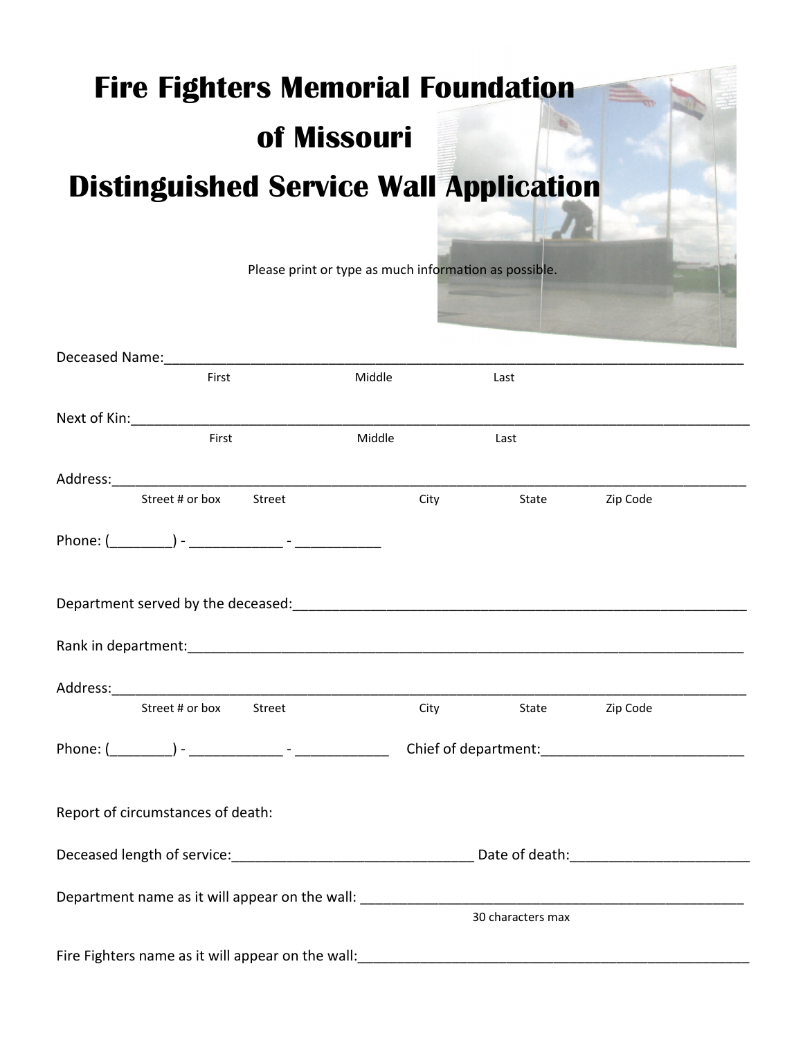# Fire Fighters Memorial Foundation of Missouri

# Distinguished Service Wall Application

Please print or type as much information as possible.

Deceased Name:_______________________________________________________________________________
First Middle Last

Next of Kin:__________________________________________________________________________________
First Middle Last

Address:_____________________________________________________________________________________
Street # or box Street City State Zip Code

Phone: (________) - ____________ - ___________

Department served by the deceased:_______________________________________________________________

Rank in department:___________________________________________________________________________

Address:_____________________________________________________________________________________
Street # or box Street City State Zip Code

Phone: (________) - ____________ - ____________ Chief of department:__________________________

Report of circumstances of death:

Deceased length of service:_______________________________ Date of death:_______________________

Department name as it will appear on the wall: _____________________________________________________
30 characters max

Fire Fighters name as it will appear on the wall:_____________________________________________________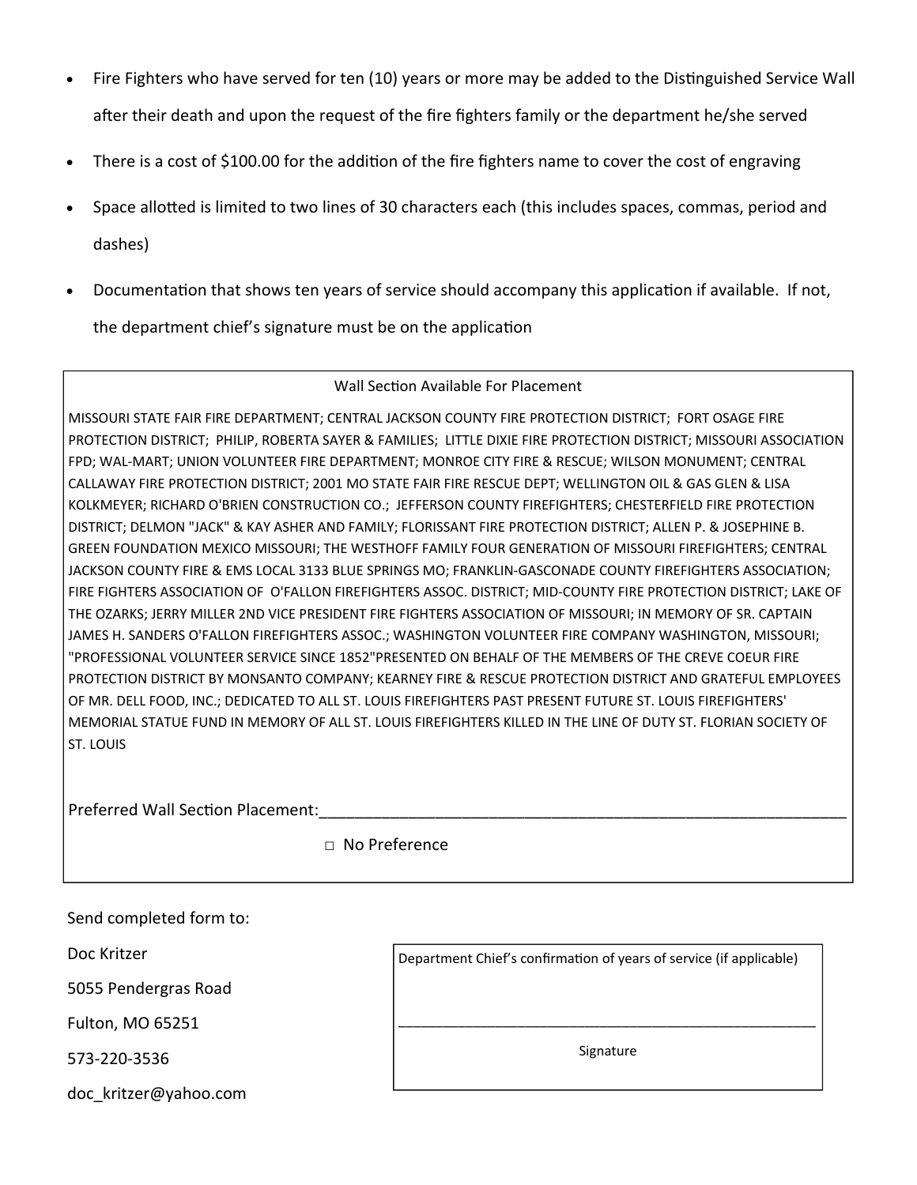- Fire Fighters who have served for ten (10) years or more may be added to the Distinguished Service Wall after their death and upon the request of the fire fighters family or the department he/she served
- There is a cost of $100.00 for the addition of the fire fighters name to cover the cost of engraving
- Space allotted is limited to two lines of 30 characters each (this includes spaces, commas, period and dashes)
- Documentation that shows ten years of service should accompany this application if available. If not, the department chief's signature must be on the application

Wall Section Available For Placement

MISSOURI STATE FAIR FIRE DEPARTMENT; CENTRAL JACKSON COUNTY FIRE PROTECTION DISTRICT; FORT OSAGE FIRE PROTECTION DISTRICT; PHILIP, ROBERTA SAYER & FAMILIES; LITTLE DIXIE FIRE PROTECTION DISTRICT; MISSOURI ASSOCIATION FPD; WAL-MART; UNION VOLUNTEER FIRE DEPARTMENT; MONROE CITY FIRE & RESCUE; WILSON MONUMENT; CENTRAL CALLAWAY FIRE PROTECTION DISTRICT; 2001 MO STATE FAIR FIRE RESCUE DEPT; WELLINGTON OIL & GAS GLEN & LISA KOLKMEYER; RICHARD O'BRIEN CONSTRUCTION CO.; JEFFERSON COUNTY FIREFIGHTERS; CHESTERFIELD FIRE PROTECTION DISTRICT; DELMON "JACK" & KAY ASHER AND FAMILY; FLORISSANT FIRE PROTECTION DISTRICT; ALLEN P. & JOSEPHINE B. GREEN FOUNDATION MEXICO MISSOURI; THE WESTHOFF FAMILY FOUR GENERATION OF MISSOURI FIREFIGHTERS; CENTRAL JACKSON COUNTY FIRE & EMS LOCAL 3133 BLUE SPRINGS MO; FRANKLIN-GASCONADE COUNTY FIREFIGHTERS ASSOCIATION; FIRE FIGHTERS ASSOCIATION OF O'FALLON FIREFIGHTERS ASSOC. DISTRICT; MID-COUNTY FIRE PROTECTION DISTRICT; LAKE OF THE OZARKS; JERRY MILLER 2ND VICE PRESIDENT FIRE FIGHTERS ASSOCIATION OF MISSOURI; IN MEMORY OF SR. CAPTAIN JAMES H. SANDERS O'FALLON FIREFIGHTERS ASSOC.; WASHINGTON VOLUNTEER FIRE COMPANY WASHINGTON, MISSOURI; "PROFESSIONAL VOLUNTEER SERVICE SINCE 1852"PRESENTED ON BEHALF OF THE MEMBERS OF THE CREVE COEUR FIRE PROTECTION DISTRICT BY MONSANTO COMPANY; KEARNEY FIRE & RESCUE PROTECTION DISTRICT AND GRATEFUL EMPLOYEES OF MR. DELL FOOD, INC.; DEDICATED TO ALL ST. LOUIS FIREFIGHTERS PAST PRESENT FUTURE ST. LOUIS FIREFIGHTERS' MEMORIAL STATUE FUND IN MEMORY OF ALL ST. LOUIS FIREFIGHTERS KILLED IN THE LINE OF DUTY ST. FLORIAN SOCIETY OF ST. LOUIS

Preferred Wall Section Placement:_______________________________________________

□ No Preference

Send completed form to:

Doc Kritzer

5055 Pendergras Road

Fulton, MO 65251

573-220-3536

doc_kritzer@yahoo.com

Department Chief's confirmation of years of service (if applicable)

_______________________________________________

Signature